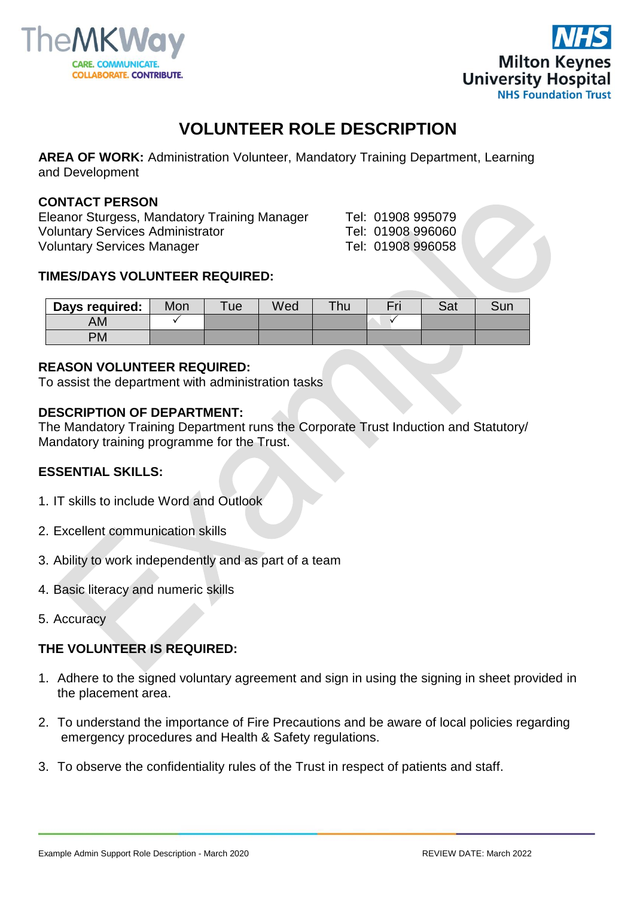# VOLUNTEER ROLE DESCRIPTION

**AREA OF WORK:** Administration Volunteer, Mandatory Training Department, Learning and Development

**CONTACT PERSON**

Eleanor Sturgess, Mandatory Training Manager — Tel: 01908 995079
Voluntary Services Administrator — Tel: 01908 996060
Voluntary Services Manager — Tel: 01908 996058

**TIMES/DAYS VOLUNTEER REQUIRED:**

| Days required: | Mon | Tue | Wed | Thu | Fri | Sat | Sun |
|---|---|---|---|---|---|---|---|
| AM | ✓ | | | | ✓ | | |
| PM | | | | | | | |

**REASON VOLUNTEER REQUIRED:**
To assist the department with administration tasks

**DESCRIPTION OF DEPARTMENT:**
The Mandatory Training Department runs the Corporate Trust Induction and Statutory/ Mandatory training programme for the Trust.

**ESSENTIAL SKILLS:**

1. IT skills to include Word and Outlook
2. Excellent communication skills
3. Ability to work independently and as part of a team
4. Basic literacy and numeric skills
5. Accuracy

**THE VOLUNTEER IS REQUIRED:**

1. Adhere to the signed voluntary agreement and sign in using the signing in sheet provided in the placement area.
2. To understand the importance of Fire Precautions and be aware of local policies regarding emergency procedures and Health & Safety regulations.
3. To observe the confidentiality rules of the Trust in respect of patients and staff.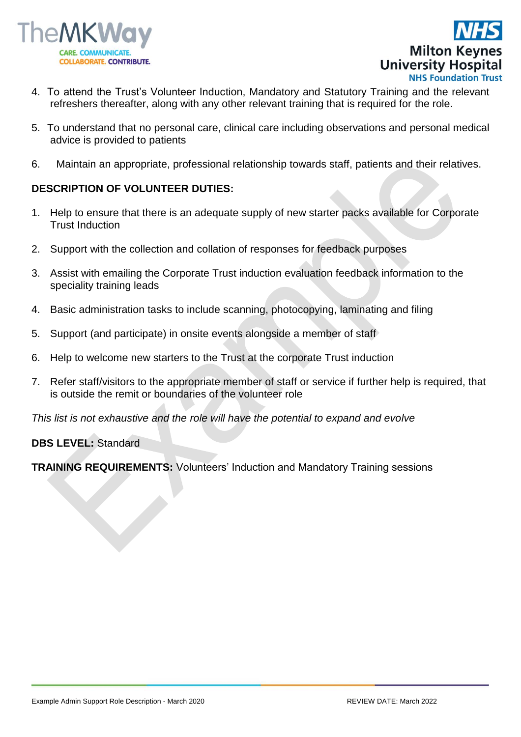4. To attend the Trust's Volunteer Induction, Mandatory and Statutory Training and the relevant refreshers thereafter, along with any other relevant training that is required for the role.

5. To understand that no personal care, clinical care including observations and personal medical advice is provided to patients

6. Maintain an appropriate, professional relationship towards staff, patients and their relatives.

**DESCRIPTION OF VOLUNTEER DUTIES:**

1. Help to ensure that there is an adequate supply of new starter packs available for Corporate Trust Induction

2. Support with the collection and collation of responses for feedback purposes

3. Assist with emailing the Corporate Trust induction evaluation feedback information to the speciality training leads

4. Basic administration tasks to include scanning, photocopying, laminating and filing

5. Support (and participate) in onsite events alongside a member of staff

6. Help to welcome new starters to the Trust at the corporate Trust induction

7. Refer staff/visitors to the appropriate member of staff or service if further help is required, that is outside the remit or boundaries of the volunteer role

*This list is not exhaustive and the role will have the potential to expand and evolve*

**DBS LEVEL:** Standard

**TRAINING REQUIREMENTS:** Volunteers' Induction and Mandatory Training sessions